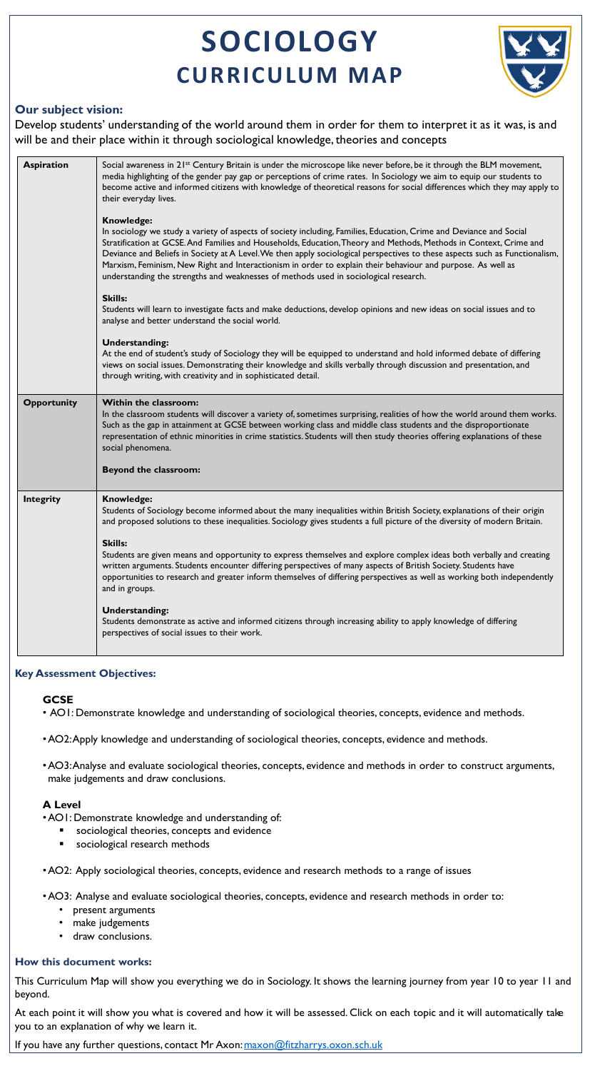# SOCIOLOGY
## CURRICULUM MAP

### Our subject vision:

Develop students' understanding of the world around them in order for them to interpret it as it was, is and will be and their place within it through sociological knowledge, theories and concepts

| | |
|---|---|
| **Aspiration** | Social awareness in 21st Century Britain is under the microscope like never before, be it through the BLM movement, media highlighting of the gender pay gap or perceptions of crime rates. In Sociology we aim to equip our students to become active and informed citizens with knowledge of theoretical reasons for social differences which they may apply to their everyday lives.<br><br>**Knowledge:**<br>In sociology we study a variety of aspects of society including, Families, Education, Crime and Deviance and Social Stratification at GCSE. And Families and Households, Education, Theory and Methods, Methods in Context, Crime and Deviance and Beliefs in Society at A Level. We then apply sociological perspectives to these aspects such as Functionalism, Marxism, Feminism, New Right and Interactionism in order to explain their behaviour and purpose. As well as understanding the strengths and weaknesses of methods used in sociological research.<br><br>**Skills:**<br>Students will learn to investigate facts and make deductions, develop opinions and new ideas on social issues and to analyse and better understand the social world.<br><br>**Understanding:**<br>At the end of student's study of Sociology they will be equipped to understand and hold informed debate of differing views on social issues. Demonstrating their knowledge and skills verbally through discussion and presentation, and through writing, with creativity and in sophisticated detail. |
| **Opportunity** | **Within the classroom:**<br>In the classroom students will discover a variety of, sometimes surprising, realities of how the world around them works. Such as the gap in attainment at GCSE between working class and middle class students and the disproportionate representation of ethnic minorities in crime statistics. Students will then study theories offering explanations of these social phenomena.<br><br>**Beyond the classroom:** |
| **Integrity** | **Knowledge:**<br>Students of Sociology become informed about the many inequalities within British Society, explanations of their origin and proposed solutions to these inequalities. Sociology gives students a full picture of the diversity of modern Britain.<br><br>**Skills:**<br>Students are given means and opportunity to express themselves and explore complex ideas both verbally and creating written arguments. Students encounter differing perspectives of many aspects of British Society. Students have opportunities to research and greater inform themselves of differing perspectives as well as working both independently and in groups.<br><br>**Understanding:**<br>Students demonstrate as active and informed citizens through increasing ability to apply knowledge of differing perspectives of social issues to their work. |

### Key Assessment Objectives:

#### GCSE

- AO1: Demonstrate knowledge and understanding of sociological theories, concepts, evidence and methods.
- AO2: Apply knowledge and understanding of sociological theories, concepts, evidence and methods.
- AO3: Analyse and evaluate sociological theories, concepts, evidence and methods in order to construct arguments, make judgements and draw conclusions.

#### A Level

- AO1: Demonstrate knowledge and understanding of:
  - sociological theories, concepts and evidence
  - sociological research methods
- AO2: Apply sociological theories, concepts, evidence and research methods to a range of issues
- AO3: Analyse and evaluate sociological theories, concepts, evidence and research methods in order to:
  - present arguments
  - make judgements
  - draw conclusions.

### How this document works:

This Curriculum Map will show you everything we do in Sociology. It shows the learning journey from year 10 to year 11 and beyond.

At each point it will show you what is covered and how it will be assessed. Click on each topic and it will automatically take you to an explanation of why we learn it.

If you have any further questions, contact Mr Axon: maxon@fitzharrys.oxon.sch.uk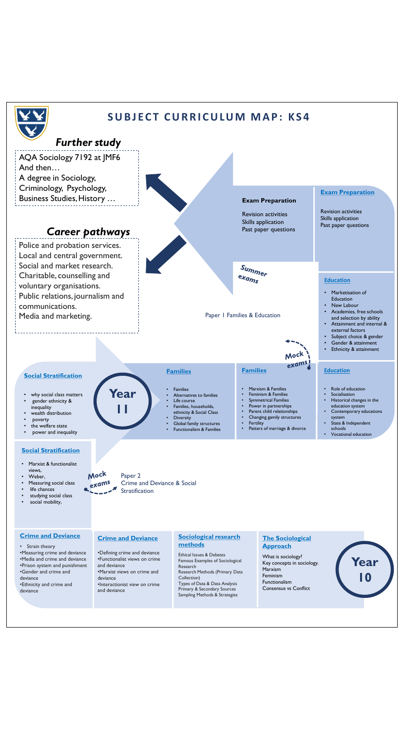# SUBJECT CURRICULUM MAP: KS4

## *Further study*

AQA Sociology 7192 at JMF6
And then…
A degree in Sociology, Criminology, Psychology, Business Studies, History …

## *Career pathways*

Police and probation services.
Local and central government.
Social and market research.
Charitable, counselling and voluntary organisations.
Public relations, journalism and communications.
Media and marketing.

## Year 10

### The Sociological Approach

What is sociology?
Key concepts in sociology.
Marxism
Feminism
Functionalism
Consensus vs Conflict

### Sociological research methods

Ethical Issues & Debates
Famous Examples of Sociological Research
Research Methods (Primary Data Collection)
Types of Data & Data Analysis
Primary & Secondary Sources
Sampling Methods & Strategies

### Crime and Deviance

- Defining crime and deviance
- Functionalist views on crime and deviance
- Marxist views on crime and deviance
- Interactionist view on crime and deviance

### Crime and Deviance

- Strain theory
- Measuring crime and deviance
- Media and crime and deviance
- Prison system and punishment
- Gender and crime and deviance
- Ethnicity and crime and deviance

### Social Stratification

- Marxist & functionalist views,
- Weber,
- Measuring social class
- life chances
- studying social class
- social mobility,

*Mock exams*

Paper 2
Crime and Deviance & Social Stratification

## Year 11

### Social Stratification

- why social class matters
- gender ethnicity & inequality
- wealth distribution
- poverty
- the welfare state
- power and inequality

### Families

- Families
- Alternatives to families
- Life course
- Families, households, ethnicity & Social Class
- Diversity
- Global family structures
- Functionalism & Families

### Families

- Marxism & Families
- Feminism & Families
- Symmetrical Families
- Power in partnerships
- Parent child relationships
- Changing gamily structures
- Fertility
- Patters of marriage & divorce

### Education

- Role of education
- Socialisation
- Historical changes in the education system
- Contemporary educations system
- State & Independent schools
- Vocational education

*Mock exams*

### Education

- Marketisation of Education
- New Labour
- Academies, free schools and selection by ability
- Attainment and internal & external factors
- Subject choice & gender
- Gender & attainment
- Ethnicity & attainment

Paper 1 Families & Education

### Exam Preparation

Revision activities
Skills application
Past paper questions

*Summer exams*

### Exam Preparation

Revision activities
Skills application
Past paper questions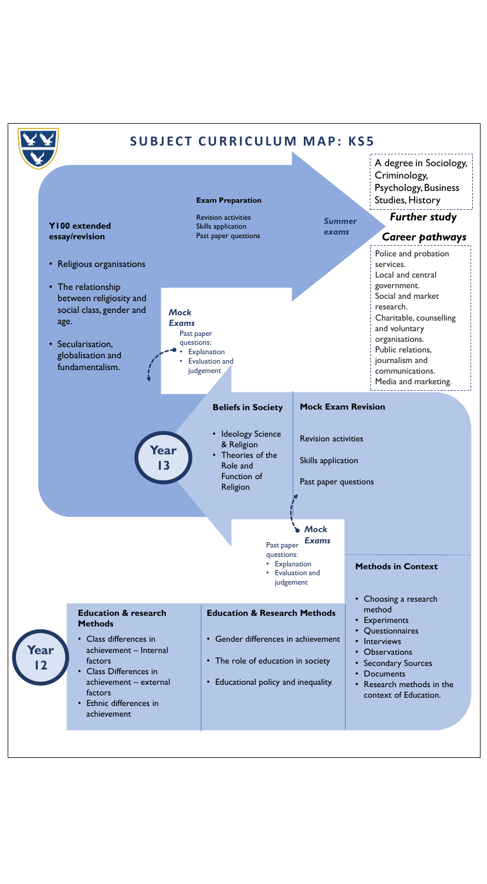# SUBJECT CURRICULUM MAP: KS5

## Year 12

### Education & research Methods

- Class differences in achievement – Internal factors
- Class Differences in achievement – external factors
- Ethnic differences in achievement

### Education & Research Methods

- Gender differences in achievement
- The role of education in society
- Educational policy and inequality.

### Methods in Context

- Choosing a research method
- Experiments
- Questionnaires
- Interviews
- Observations
- Secondary Sources
- Documents
- Research methods in the context of Education.

***Mock Exams***

Past paper questions:

- Explanation
- Evaluation and judgement

## Year 13

### Mock Exam Revision

Revision activities

Skills application

Past paper questions

### Beliefs in Society

- Ideology Science & Religion
- Theories of the Role and Function of Religion

***Mock Exams***

Past paper questions:

- Explanation
- Evaluation and judgement

### Y100 extended essay/revision

- Religious organisations
- The relationship between religiosity and social class, gender and age.
- Secularisation, globalisation and fundamentalism.

### Exam Preparation

Revision activities

Skills application

Past paper questions

***Summer exams***

## *Further study*

A degree in Sociology, Criminology, Psychology, Business Studies, History

## *Career pathways*

Police and probation services.
Local and central government.
Social and market research.
Charitable, counselling and voluntary organisations.
Public relations, journalism and communications.
Media and marketing.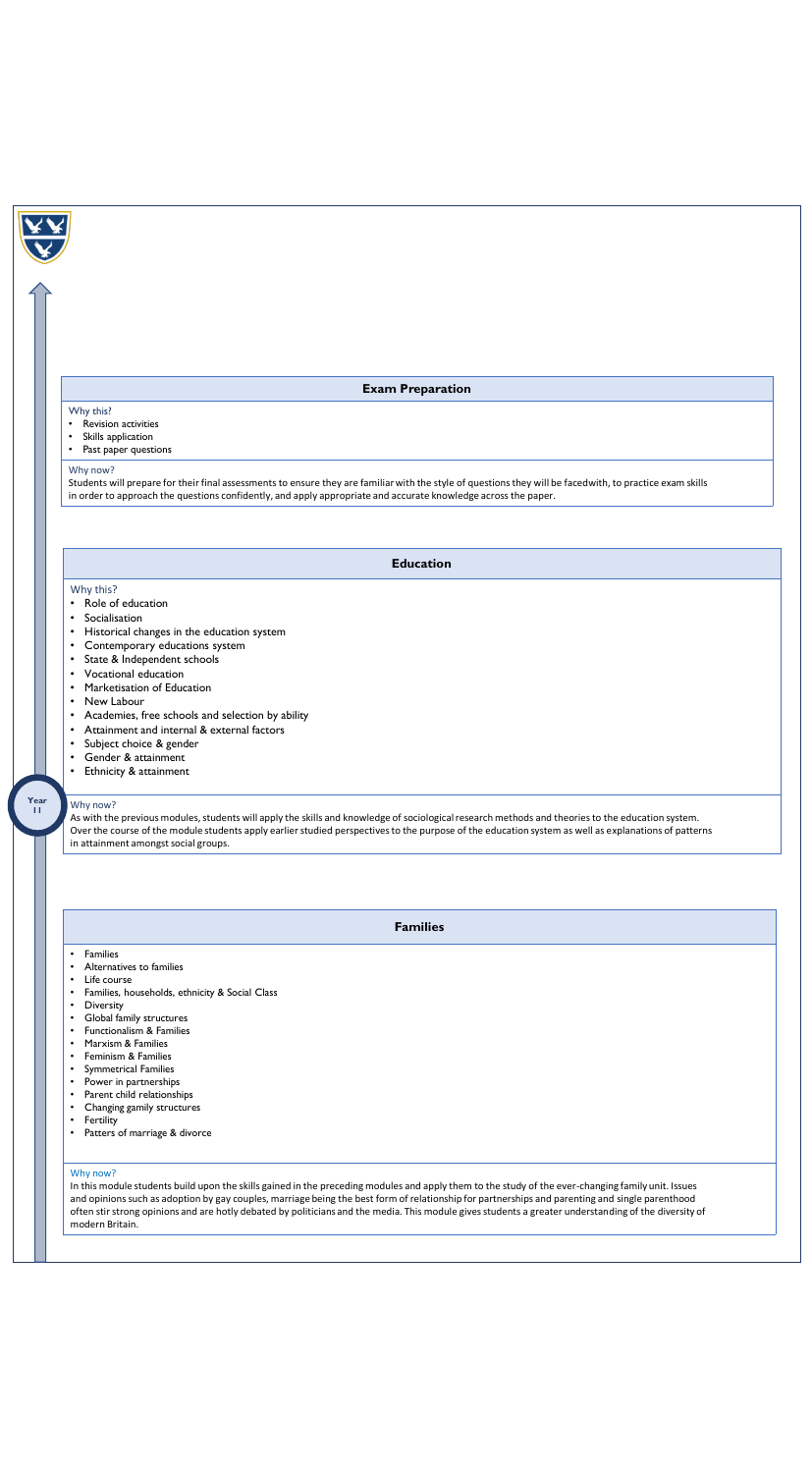## Exam Preparation

Why this?

- Revision activities
- Skills application
- Past paper questions

Why now?

Students will prepare for their final assessments to ensure they are familiar with the style of questions they will be facedwith, to practice exam skills in order to approach the questions confidently, and apply appropriate and accurate knowledge across the paper.

## Education

Why this?

- Role of education
- Socialisation
- Historical changes in the education system
- Contemporary educations system
- State & Independent schools
- Vocational education
- Marketisation of Education
- New Labour
- Academies, free schools and selection by ability
- Attainment and internal & external factors
- Subject choice & gender
- Gender & attainment
- Ethnicity & attainment

Year 11

Why now?

As with the previous modules, students will apply the skills and knowledge of sociological research methods and theories to the education system. Over the course of the module students apply earlier studied perspectives to the purpose of the education system as well as explanations of patterns in attainment amongst social groups.

## Families

- Families
- Alternatives to families
- Life course
- Families, households, ethnicity & Social Class
- Diversity
- Global family structures
- Functionalism & Families
- Marxism & Families
- Feminism & Families
- Symmetrical Families
- Power in partnerships
- Parent child relationships
- Changing gamily structures
- Fertility
- Patters of marriage & divorce

Why now?

In this module students build upon the skills gained in the preceding modules and apply them to the study of the ever-changing family unit. Issues and opinions such as adoption by gay couples, marriage being the best form of relationship for partnerships and parenting and single parenthood often stir strong opinions and are hotly debated by politicians and the media. This module gives students a greater understanding of the diversity of modern Britain.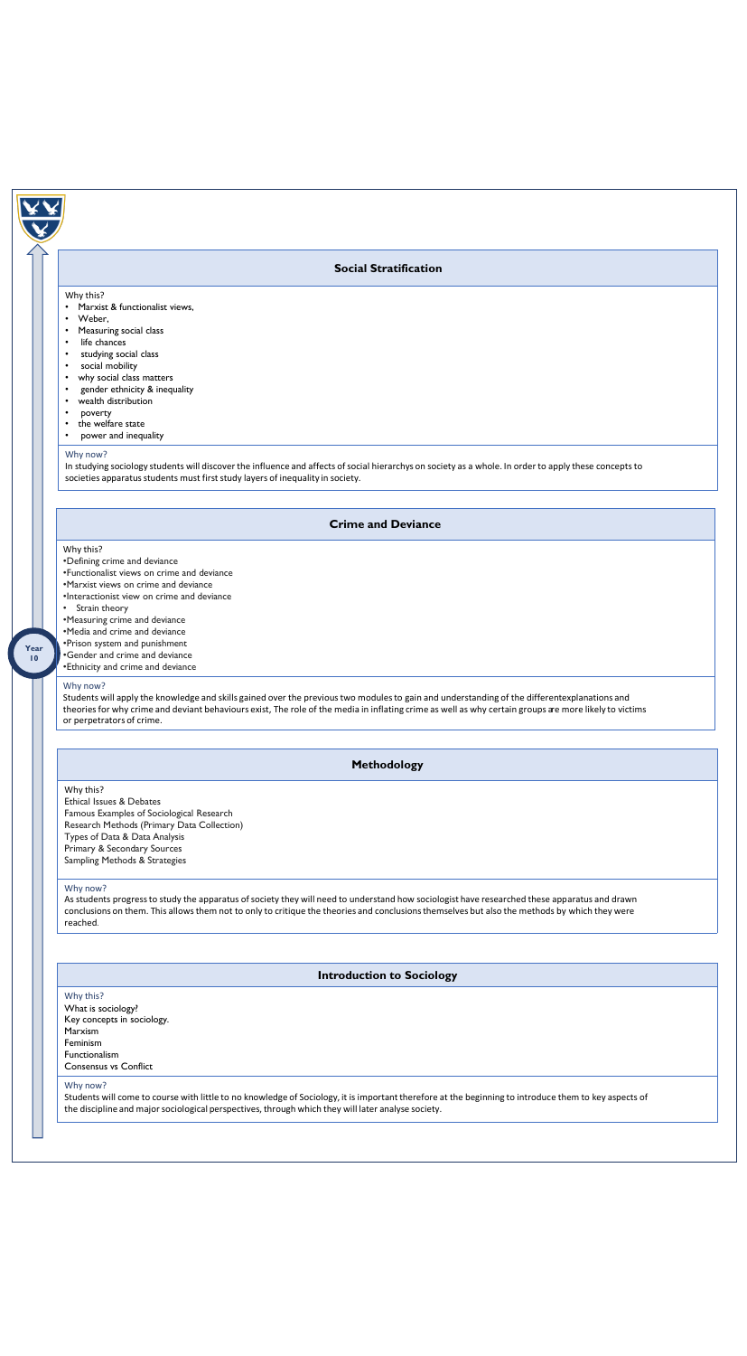Year 10

## Social Stratification

Why this?

- Marxist & functionalist views,
- Weber,
- Measuring social class
- life chances
- studying social class
- social mobility
- why social class matters
- gender ethnicity & inequality
- wealth distribution
- poverty
- the welfare state
- power and inequality

Why now?

In studying sociology students will discover the influence and affects of social hierarchys on society as a whole. In order to apply these concepts to societies apparatus students must first study layers of inequality in society.

## Crime and Deviance

Why this?

- Defining crime and deviance
- Functionalist views on crime and deviance
- Marxist views on crime and deviance
- Interactionist view on crime and deviance
- Strain theory
- Measuring crime and deviance
- Media and crime and deviance
- Prison system and punishment
- Gender and crime and deviance
- Ethnicity and crime and deviance

Why now?

Students will apply the knowledge and skills gained over the previous two modules to gain and understanding of the differentexplanations and theories for why crime and deviant behaviours exist, The role of the media in inflating crime as well as why certain groups are more likely to victims or perpetrators of crime.

## Methodology

Why this?

Ethical Issues & Debates
Famous Examples of Sociological Research
Research Methods (Primary Data Collection)
Types of Data & Data Analysis
Primary & Secondary Sources
Sampling Methods & Strategies

Why now?

As students progress to study the apparatus of society they will need to understand how sociologist have researched these apparatus and drawn conclusions on them. This allows them not to only to critique the theories and conclusions themselves but also the methods by which they were reached.

## Introduction to Sociology

Why this?

What is sociology?
Key concepts in sociology.
Marxism
Feminism
Functionalism
Consensus vs Conflict

Why now?

Students will come to course with little to no knowledge of Sociology, it is important therefore at the beginning to introduce them to key aspects of the discipline and major sociological perspectives, through which they will later analyse society.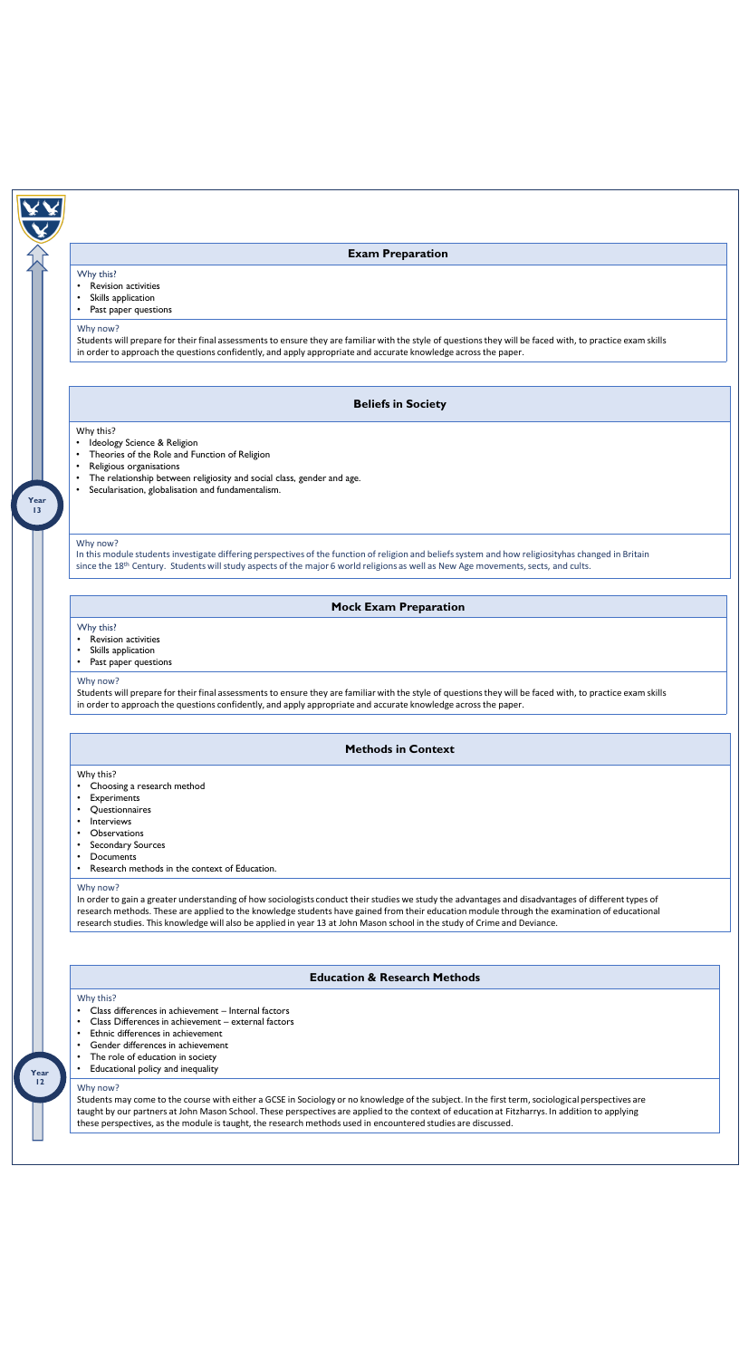## Exam Preparation

Why this?

- Revision activities
- Skills application
- Past paper questions

Why now?

Students will prepare for their final assessments to ensure they are familiar with the style of questions they will be faced with, to practice exam skills in order to approach the questions confidently, and apply appropriate and accurate knowledge across the paper.

## Beliefs in Society

Why this?

- Ideology Science & Religion
- Theories of the Role and Function of Religion
- Religious organisations
- The relationship between religiosity and social class, gender and age.
- Secularisation, globalisation and fundamentalism.

Year 13

Why now?

In this module students investigate differing perspectives of the function of religion and beliefs system and how religiosityhas changed in Britain since the 18th Century. Students will study aspects of the major 6 world religions as well as New Age movements, sects, and cults.

## Mock Exam Preparation

Why this?

- Revision activities
- Skills application
- Past paper questions

Why now?

Students will prepare for their final assessments to ensure they are familiar with the style of questions they will be faced with, to practice exam skills in order to approach the questions confidently, and apply appropriate and accurate knowledge across the paper.

## Methods in Context

Why this?

- Choosing a research method
- Experiments
- Questionnaires
- Interviews
- Observations
- Secondary Sources
- Documents
- Research methods in the context of Education.

Why now?

In order to gain a greater understanding of how sociologists conduct their studies we study the advantages and disadvantages of different types of research methods. These are applied to the knowledge students have gained from their education module through the examination of educational research studies. This knowledge will also be applied in year 13 at John Mason school in the study of Crime and Deviance.

## Education & Research Methods

Why this?

- Class differences in achievement – Internal factors
- Class Differences in achievement – external factors
- Ethnic differences in achievement
- Gender differences in achievement
- The role of education in society
- Educational policy and inequality

Year 12

Why now?

Students may come to the course with either a GCSE in Sociology or no knowledge of the subject. In the first term, sociological perspectives are taught by our partners at John Mason School. These perspectives are applied to the context of education at Fitzharrys. In addition to applying these perspectives, as the module is taught, the research methods used in encountered studies are discussed.